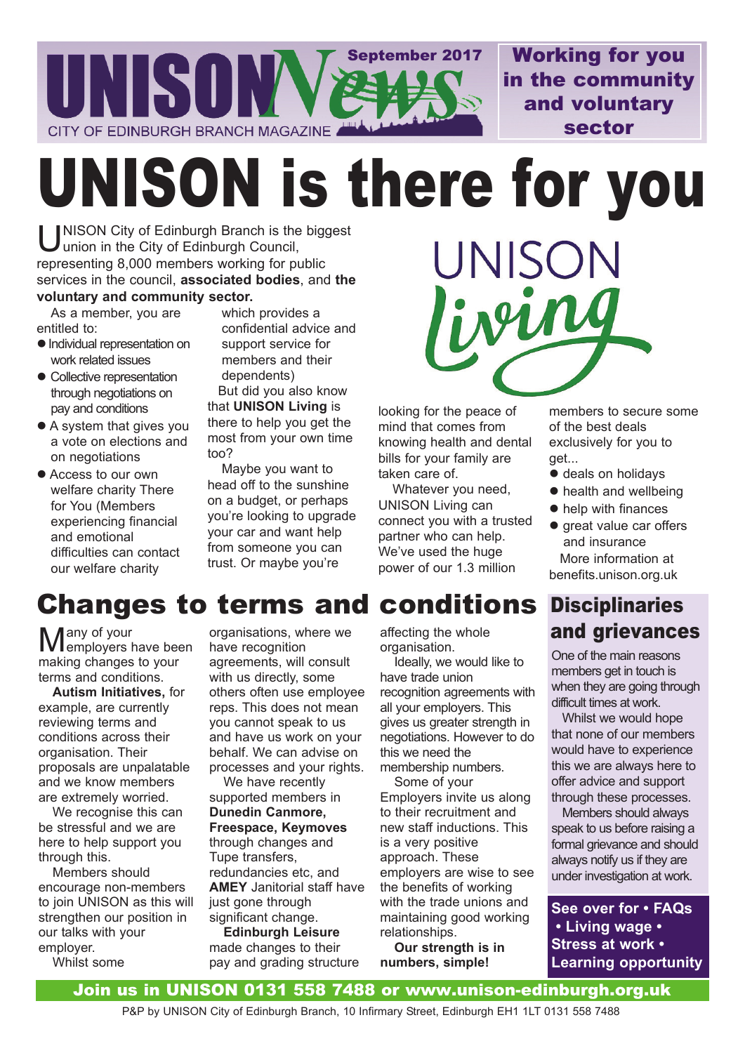# UNISON News

September 2017

CITY OF EDINBURGH BRANCH MAGAZINE

**Working for you in the community and voluntary sector**

# UNISON is there for you

UNISON City of Edinburgh Branch is the biggest union in the City of Edinburgh Council, representing 8,000 members working for public services in the council, **associated bodies**, and **the voluntary and community sector.**

As a member, you are entitled to:

- Individual representation on work related issues
- Collective representation through negotiations on pay and conditions
- A system that gives you a vote on elections and on negotiations
- Access to our own welfare charity There for You (Members experiencing financial and emotional difficulties can contact our welfare charity which provides a confidential advice and support service for members and their dependents)

But did you also know that **UNISON Living** is there to help you get the most from your own time too?

Maybe you want to head off to the sunshine on a budget, or perhaps you're looking to upgrade your car and want help from someone you can trust. Or maybe you're looking for the peace of mind that comes from knowing health and dental bills for your family are taken care of.

Whatever you need, UNISON Living can connect you with a trusted partner who can help. We've used the huge power of our 1.3 million members to secure some of the best deals exclusively for you to get...

- deals on holidays
- health and wellbeing
- help with finances
- great value car offers and insurance

More information at benefits.unison.org.uk

## Changes to terms and conditions

Many of your employers have been making changes to your terms and conditions.

**Autism Initiatives,** for example, are currently reviewing terms and conditions across their organisation. Their proposals are unpalatable and we know members are extremely worried.

We recognise this can be stressful and we are here to help support you through this.

Members should encourage non-members to join UNISON as this will strengthen our position in our talks with your employer.

Whilst some organisations, where we have recognition agreements, will consult with us directly, some others often use employee reps. This does not mean you cannot speak to us and have us work on your behalf. We can advise on processes and your rights.

We have recently supported members in **Dunedin Canmore, Freespace, Keymoves** through changes and Tupe transfers, redundancies etc, and **AMEY** Janitorial staff have just gone through significant change.

**Edinburgh Leisure** made changes to their pay and grading structure affecting the whole organisation.

Ideally, we would like to have trade union recognition agreements with all your employers. This gives us greater strength in negotiations. However to do this we need the membership numbers.

Some of your Employers invite us along to their recruitment and new staff inductions. This is a very positive approach. These employers are wise to see the benefits of working with the trade unions and maintaining good working relationships.

**Our strength is in numbers, simple!**

## Disciplinaries and grievances

One of the main reasons members get in touch is when they are going through difficult times at work.

Whilst we would hope that none of our members would have to experience this we are always here to offer advice and support through these processes.

Members should always speak to us before raising a formal grievance and should always notify us if they are under investigation at work.

**See over for • FAQs • Living wage • Stress at work • Learning opportunity**

**Join us in UNISON 0131 558 7488 or www.unison-edinburgh.org.uk**

P&P by UNISON City of Edinburgh Branch, 10 Infirmary Street, Edinburgh EH1 1LT 0131 558 7488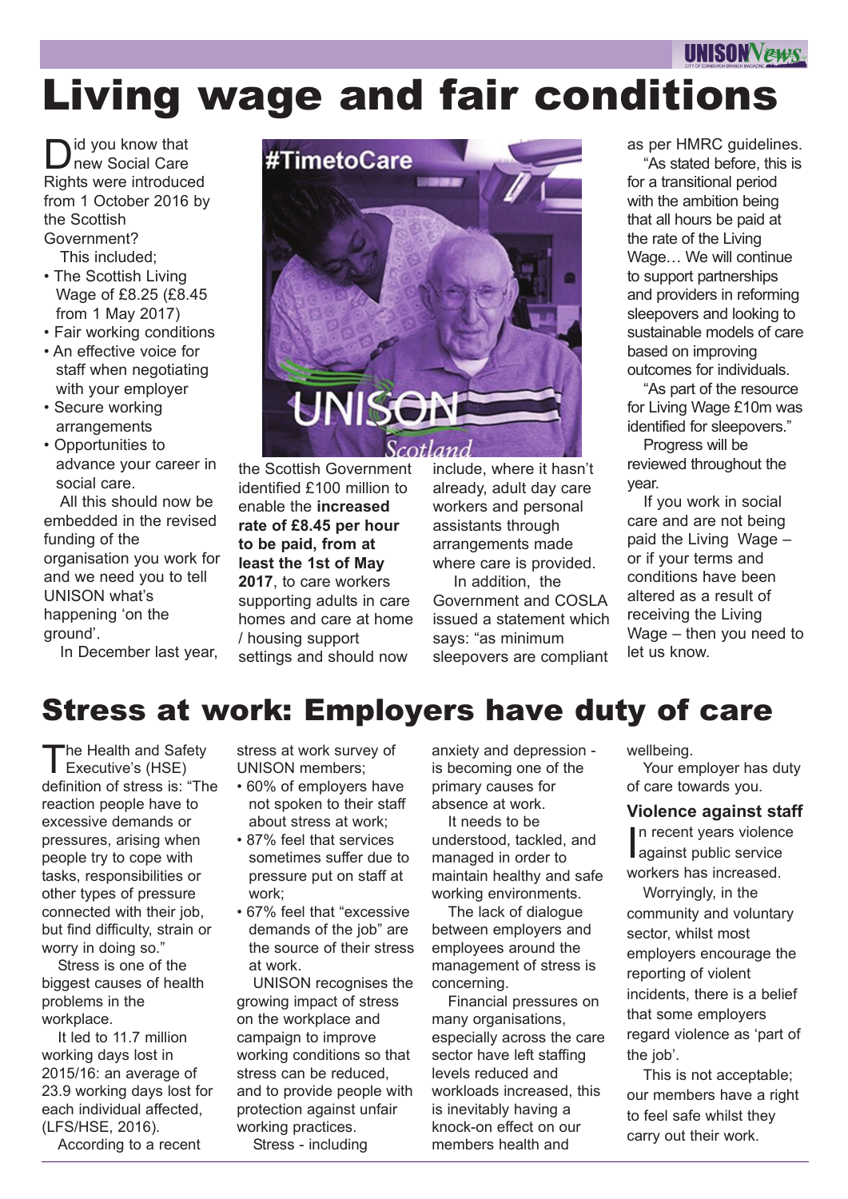# Living wage and fair conditions

Did you know that new Social Care Rights were introduced from 1 October 2016 by the Scottish Government?

This included;

- The Scottish Living Wage of £8.25 (£8.45 from 1 May 2017)
- Fair working conditions
- An effective voice for staff when negotiating with your employer
- Secure working arrangements
- Opportunities to advance your career in social care.

All this should now be embedded in the revised funding of the organisation you work for and we need you to tell UNISON what's happening 'on the ground'.

In December last year, the Scottish Government identified £100 million to enable the **increased rate of £8.45 per hour to be paid, from at least the 1st of May 2017**, to care workers supporting adults in care homes and care at home / housing support settings and should now include, where it hasn't already, adult day care workers and personal assistants through arrangements made where care is provided.

In addition, the Government and COSLA issued a statement which says: "as minimum sleepovers are compliant as per HMRC guidelines.

"As stated before, this is for a transitional period with the ambition being that all hours be paid at the rate of the Living Wage… We will continue to support partnerships and providers in reforming sleepovers and looking to sustainable models of care based on improving outcomes for individuals.

"As part of the resource for Living Wage £10m was identified for sleepovers."

Progress will be reviewed throughout the year.

If you work in social care and are not being paid the Living Wage – or if your terms and conditions have been altered as a result of receiving the Living Wage – then you need to let us know.

# Stress at work: Employers have duty of care

The Health and Safety Executive's (HSE) definition of stress is: "The reaction people have to excessive demands or pressures, arising when people try to cope with tasks, responsibilities or other types of pressure connected with their job, but find difficulty, strain or worry in doing so."

Stress is one of the biggest causes of health problems in the workplace.

It led to 11.7 million working days lost in 2015/16: an average of 23.9 working days lost for each individual affected, (LFS/HSE, 2016).

According to a recent stress at work survey of UNISON members;

- 60% of employers have not spoken to their staff about stress at work;
- 87% feel that services sometimes suffer due to pressure put on staff at work;
- 67% feel that "excessive demands of the job" are the source of their stress at work.

UNISON recognises the growing impact of stress on the workplace and campaign to improve working conditions so that stress can be reduced, and to provide people with protection against unfair working practices.

Stress - including anxiety and depression - is becoming one of the primary causes for absence at work.

It needs to be understood, tackled, and managed in order to maintain healthy and safe working environments.

The lack of dialogue between employers and employees around the management of stress is concerning.

Financial pressures on many organisations, especially across the care sector have left staffing levels reduced and workloads increased, this is inevitably having a knock-on effect on our members health and wellbeing.

Your employer has duty of care towards you.

### Violence against staff

In recent years violence against public service workers has increased.

Worryingly, in the community and voluntary sector, whilst most employers encourage the reporting of violent incidents, there is a belief that some employers regard violence as 'part of the job'.

This is not acceptable; our members have a right to feel safe whilst they carry out their work.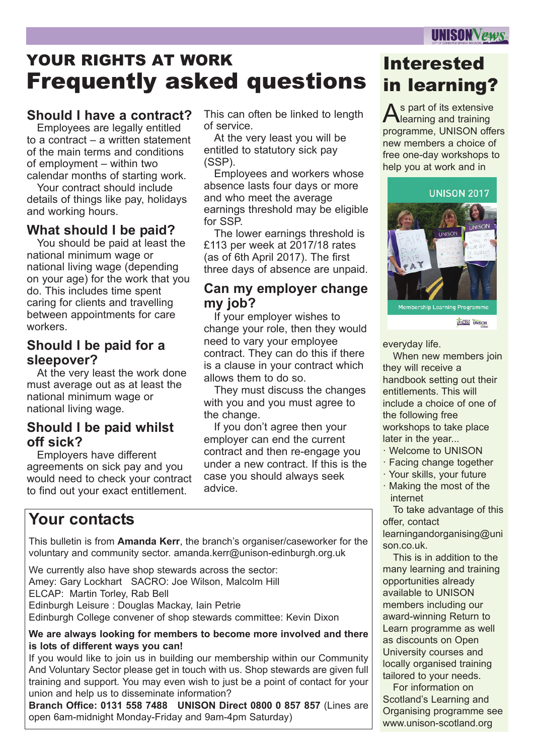# YOUR RIGHTS AT WORK
# Frequently asked questions

## Should I have a contract?

Employees are legally entitled to a contract – a written statement of the main terms and conditions of employment – within two calendar months of starting work.

Your contract should include details of things like pay, holidays and working hours.

## What should I be paid?

You should be paid at least the national minimum wage or national living wage (depending on your age) for the work that you do. This includes time spent caring for clients and travelling between appointments for care workers.

## Should I be paid for a sleepover?

At the very least the work done must average out as at least the national minimum wage or national living wage.

## Should I be paid whilst off sick?

Employers have different agreements on sick pay and you would need to check your contract to find out your exact entitlement. This can often be linked to length of service.

At the very least you will be entitled to statutory sick pay (SSP).

Employees and workers whose absence lasts four days or more and who meet the average earnings threshold may be eligible for SSP.

The lower earnings threshold is £113 per week at 2017/18 rates (as of 6th April 2017). The first three days of absence are unpaid.

## Can my employer change my job?

If your employer wishes to change your role, then they would need to vary your employee contract. They can do this if there is a clause in your contract which allows them to do so.

They must discuss the changes with you and you must agree to the change.

If you don't agree then your employer can end the current contract and then re-engage you under a new contract. If this is the case you should always seek advice.

## Your contacts

This bulletin is from **Amanda Kerr**, the branch's organiser/caseworker for the voluntary and community sector. amanda.kerr@unison-edinburgh.org.uk

We currently also have shop stewards across the sector:
Amey: Gary Lockhart SACRO: Joe Wilson, Malcolm Hill
ELCAP: Martin Torley, Rab Bell
Edinburgh Leisure : Douglas Mackay, Iain Petrie
Edinburgh College convener of shop stewards committee: Kevin Dixon

**We are always looking for members to become more involved and there is lots of different ways you can!**

If you would like to join us in building our membership within our Community And Voluntary Sector please get in touch with us. Shop stewards are given full training and support. You may even wish to just be a point of contact for your union and help us to disseminate information?

**Branch Office: 0131 558 7488 UNISON Direct 0800 0 857 857** (Lines are open 6am-midnight Monday-Friday and 9am-4pm Saturday)

# Interested in learning?

As part of its extensive learning and training programme, UNISON offers new members a choice of free one-day workshops to help you at work and in everyday life.

When new members join they will receive a handbook setting out their entitlements. This will include a choice of one of the following free workshops to take place later in the year...

- Welcome to UNISON
- Facing change together
- Your skills, your future
- Making the most of the internet

To take advantage of this offer, contact learningandorganising@unison.co.uk.

This is in addition to the many learning and training opportunities already available to UNISON members including our award-winning Return to Learn programme as well as discounts on Open University courses and locally organised training tailored to your needs.

For information on Scotland's Learning and Organising programme see www.unison-scotland.org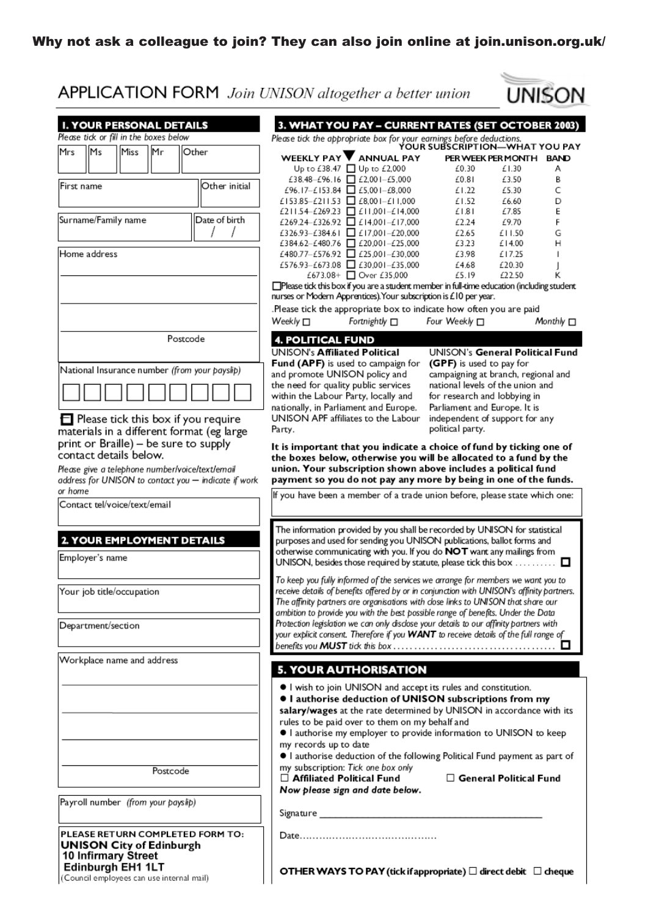**Why not ask a colleague to join? They can also join online at join.unison.org.uk/**

# APPLICATION FORM *Join UNISON altogether a better union*

UNISON

## 1. YOUR PERSONAL DETAILS

*Please tick or fill in the boxes below*

Mrs ☐ Ms ☐ Miss ☐ Mr ☐ Other

First name

Other initial

Surname/Family name

Date of birth / /

Home address

Postcode

National Insurance number *(from your payslip)*

☐ Please tick this box if you require materials in a different format (eg large print or Braille) – be sure to supply contact details below.

*Please give a telephone number/voice/text/email address for UNISON to contact you – indicate if work or home*

Contact tel/voice/text/email

## 2. YOUR EMPLOYMENT DETAILS

Employer's name

Your job title/occupation

Department/section

Workplace name and address

Postcode

Payroll number *(from your payslip)*

PLEASE RETURN COMPLETED FORM TO:
**UNISON City of Edinburgh**
**10 Infirmary Street**
**Edinburgh EH1 1LT**
(Council employees can use internal mail)

## 3. WHAT YOU PAY – CURRENT RATES (SET OCTOBER 2003)

*Please tick the appropriate box for your earnings before deductions.*

| WEEKLY PAY | ANNUAL PAY | YOUR SUBSCRIPTION—WHAT YOU PAY PER WEEK | PER MONTH | BAND |
|---|---|---|---|---|
| Up to £38.47 | ☐ Up to £2,000 | £0.30 | £1.30 | A |
| £38.48–£96.16 | ☐ £2,001–£5,000 | £0.81 | £3.50 | B |
| £96.17–£153.84 | ☐ £5,001–£8,000 | £1.22 | £5.30 | C |
| £153.85–£211.53 | ☐ £8,001–£11,000 | £1.52 | £6.60 | D |
| £211.54–£269.23 | ☐ £11,001–£14,000 | £1.81 | £7.85 | E |
| £269.24–£326.92 | ☐ £14,001–£17,000 | £2.24 | £9.70 | F |
| £326.93–£384.61 | ☐ £17,001–£20,000 | £2.65 | £11.50 | G |
| £384.62–£480.76 | ☐ £20,001–£25,000 | £3.23 | £14.00 | H |
| £480.77–£576.92 | ☐ £25,001–£30,000 | £3.98 | £17.25 | I |
| £576.93–£673.08 | ☐ £30,001–£35,000 | £4.68 | £20.30 | J |
| £673.08+ | ☐ Over £35,000 | £5.19 | £22.50 | K |

☐ Please tick this box if you are a student member in full-time education (including student nurses or Modern Apprentices). Your subscription is £10 per year.

.Please tick the appropriate box to indicate how often you are paid

*Weekly* ☐ *Fortnightly* ☐ *Four Weekly* ☐ *Monthly* ☐

## 4. POLITICAL FUND

UNISON's **Affiliated Political Fund (APF)** is used to campaign for and promote UNISON policy and the need for quality public services within the Labour Party, locally and nationally, in Parliament and Europe. UNISON APF affiliates to the Labour Party.

UNISON's **General Political Fund (GPF)** is used to pay for campaigning at branch, regional and national levels of the union and for research and lobbying in Parliament and Europe. It is independent of support for any political party.

**It is important that you indicate a choice of fund by ticking one of the boxes below, otherwise you will be allocated to a fund by the union. Your subscription shown above includes a political fund payment so you do not pay any more by being in one of the funds.**

If you have been a member of a trade union before, please state which one:

The information provided by you shall be recorded by UNISON for statistical purposes and used for sending you UNISON publications, ballot forms and otherwise communicating with you. If you do **NOT** want any mailings from UNISON, besides those required by statute, please tick this box .......... ☐

*To keep you fully informed of the services we arrange for members we want you to receive details of benefits offered by or in conjunction with UNISON's affinity partners. The affinity partners are organisations with close links to UNISON that share our ambition to provide you with the best possible range of benefits. Under the Data Protection legislation we can only disclose your details to our affinity partners with your explicit consent. Therefore if you **WANT** to receive details of the full range of benefits you **MUST** tick this box* ....................................... ☐

## 5. YOUR AUTHORISATION

- I wish to join UNISON and accept its rules and constitution.
- **I authorise deduction of UNISON subscriptions from my salary/wages** at the rate determined by UNISON in accordance with its rules to be paid over to them on my behalf and
- I authorise my employer to provide information to UNISON to keep my records up to date
- I authorise deduction of the following Political Fund payment as part of my subscription: *Tick one box only*

☐ **Affiliated Political Fund** ☐ **General Political Fund**

***Now please sign and date below.***

Signature ____________________________________________

Date.........................................

**OTHER WAYS TO PAY (tick if appropriate)** ☐ direct debit ☐ cheque